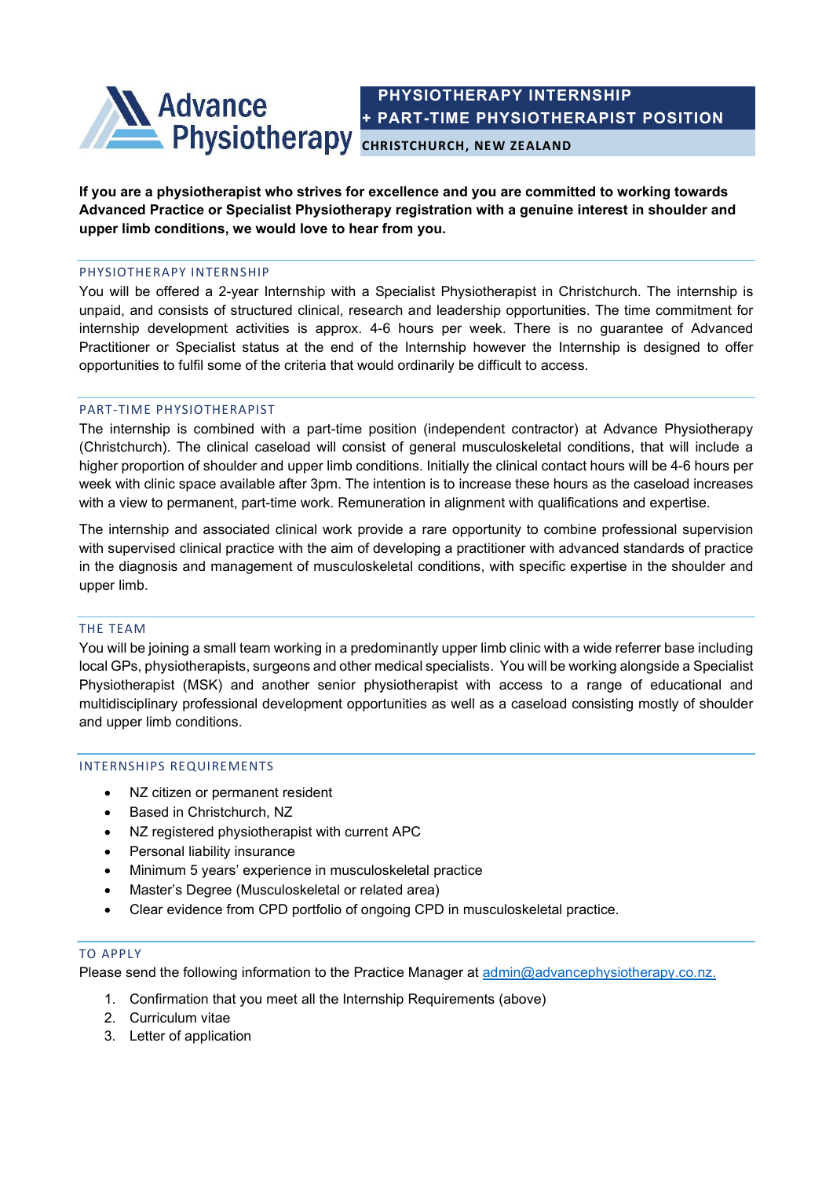Advance Physiotherapy

# PHYSIOTHERAPY INTERNSHIP + PART-TIME PHYSIOTHERAPIST POSITION

**CHRISTCHURCH, NEW ZEALAND**

**If you are a physiotherapist who strives for excellence and you are committed to working towards Advanced Practice or Specialist Physiotherapy registration with a genuine interest in shoulder and upper limb conditions, we would love to hear from you.**

## PHYSIOTHERAPY INTERNSHIP

You will be offered a 2-year Internship with a Specialist Physiotherapist in Christchurch. The internship is unpaid, and consists of structured clinical, research and leadership opportunities. The time commitment for internship development activities is approx. 4-6 hours per week. There is no guarantee of Advanced Practitioner or Specialist status at the end of the Internship however the Internship is designed to offer opportunities to fulfil some of the criteria that would ordinarily be difficult to access.

## PART-TIME PHYSIOTHERAPIST

The internship is combined with a part-time position (independent contractor) at Advance Physiotherapy (Christchurch). The clinical caseload will consist of general musculoskeletal conditions, that will include a higher proportion of shoulder and upper limb conditions. Initially the clinical contact hours will be 4-6 hours per week with clinic space available after 3pm. The intention is to increase these hours as the caseload increases with a view to permanent, part-time work. Remuneration in alignment with qualifications and expertise.

The internship and associated clinical work provide a rare opportunity to combine professional supervision with supervised clinical practice with the aim of developing a practitioner with advanced standards of practice in the diagnosis and management of musculoskeletal conditions, with specific expertise in the shoulder and upper limb.

## THE TEAM

You will be joining a small team working in a predominantly upper limb clinic with a wide referrer base including local GPs, physiotherapists, surgeons and other medical specialists. You will be working alongside a Specialist Physiotherapist (MSK) and another senior physiotherapist with access to a range of educational and multidisciplinary professional development opportunities as well as a caseload consisting mostly of shoulder and upper limb conditions.

## INTERNSHIPS REQUIREMENTS

- NZ citizen or permanent resident
- Based in Christchurch, NZ
- NZ registered physiotherapist with current APC
- Personal liability insurance
- Minimum 5 years' experience in musculoskeletal practice
- Master's Degree (Musculoskeletal or related area)
- Clear evidence from CPD portfolio of ongoing CPD in musculoskeletal practice.

## TO APPLY

Please send the following information to the Practice Manager at admin@advancephysiotherapy.co.nz.

1. Confirmation that you meet all the Internship Requirements (above)
2. Curriculum vitae
3. Letter of application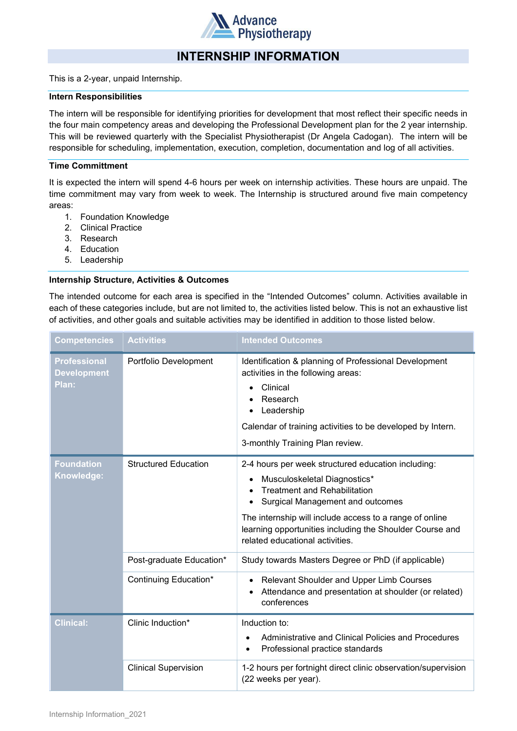# INTERNSHIP INFORMATION

This is a 2-year, unpaid Internship.

**Intern Responsibilities**

The intern will be responsible for identifying priorities for development that most reflect their specific needs in the four main competency areas and developing the Professional Development plan for the 2 year internship. This will be reviewed quarterly with the Specialist Physiotherapist (Dr Angela Cadogan). The intern will be responsible for scheduling, implementation, execution, completion, documentation and log of all activities.

**Time Committment**

It is expected the intern will spend 4-6 hours per week on internship activities. These hours are unpaid. The time commitment may vary from week to week. The Internship is structured around five main competency areas:

1. Foundation Knowledge
2. Clinical Practice
3. Research
4. Education
5. Leadership

**Internship Structure, Activities & Outcomes**

The intended outcome for each area is specified in the "Intended Outcomes" column. Activities available in each of these categories include, but are not limited to, the activities listed below. This is not an exhaustive list of activities, and other goals and suitable activities may be identified in addition to those listed below.

| Competencies | Activities | Intended Outcomes |
|---|---|---|
| **Professional Development Plan:** | Portfolio Development | Identification & planning of Professional Development activities in the following areas:<br>• Clinical<br>• Research<br>• Leadership<br>Calendar of training activities to be developed by Intern.<br>3-monthly Training Plan review. |
| **Foundation Knowledge:** | Structured Education | 2-4 hours per week structured education including:<br>• Musculoskeletal Diagnostics*<br>• Treatment and Rehabilitation<br>• Surgical Management and outcomes<br>The internship will include access to a range of online learning opportunities including the Shoulder Course and related educational activities. |
| | Post-graduate Education* | Study towards Masters Degree or PhD (if applicable) |
| | Continuing Education* | • Relevant Shoulder and Upper Limb Courses<br>• Attendance and presentation at shoulder (or related) conferences |
| **Clinical:** | Clinic Induction* | Induction to:<br>• Administrative and Clinical Policies and Procedures<br>• Professional practice standards |
| | Clinical Supervision | 1-2 hours per fortnight direct clinic observation/supervision (22 weeks per year). |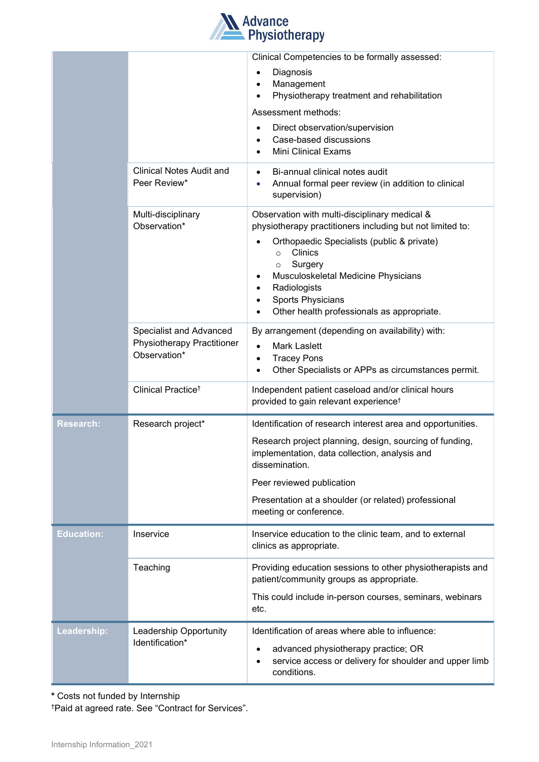| | | |
|---|---|---|
| | | Clinical Competencies to be formally assessed:<br>• Diagnosis<br>• Management<br>• Physiotherapy treatment and rehabilitation<br>Assessment methods:<br>• Direct observation/supervision<br>• Case-based discussions<br>• Mini Clinical Exams |
| | Clinical Notes Audit and Peer Review* | • Bi-annual clinical notes audit<br>• Annual formal peer review (in addition to clinical supervision) |
| | Multi-disciplinary Observation* | Observation with multi-disciplinary medical & physiotherapy practitioners including but not limited to:<br>• Orthopaedic Specialists (public & private)<br>  ○ Clinics<br>  ○ Surgery<br>• Musculoskeletal Medicine Physicians<br>• Radiologists<br>• Sports Physicians<br>• Other health professionals as appropriate. |
| | Specialist and Advanced Physiotherapy Practitioner Observation* | By arrangement (depending on availability) with:<br>• Mark Laslett<br>• Tracey Pons<br>• Other Specialists or APPs as circumstances permit. |
| | Clinical Practice† | Independent patient caseload and/or clinical hours provided to gain relevant experience† |
| **Research:** | Research project* | Identification of research interest area and opportunities.<br>Research project planning, design, sourcing of funding, implementation, data collection, analysis and dissemination.<br>Peer reviewed publication<br>Presentation at a shoulder (or related) professional meeting or conference. |
| **Education:** | Inservice | Inservice education to the clinic team, and to external clinics as appropriate. |
| | Teaching | Providing education sessions to other physiotherapists and patient/community groups as appropriate.<br>This could include in-person courses, seminars, webinars etc. |
| **Leadership:** | Leadership Opportunity Identification* | Identification of areas where able to influence:<br>• advanced physiotherapy practice; OR<br>• service access or delivery for shoulder and upper limb conditions. |

* Costs not funded by Internship

†Paid at agreed rate. See "Contract for Services".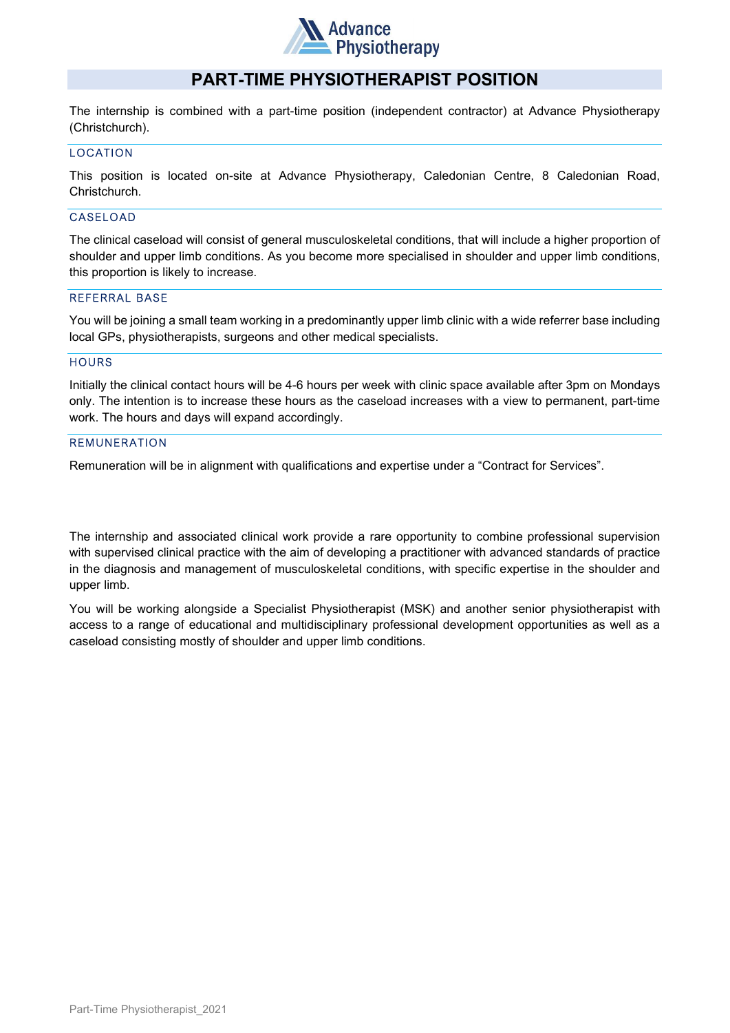# PART-TIME PHYSIOTHERAPIST POSITION

The internship is combined with a part-time position (independent contractor) at Advance Physiotherapy (Christchurch).

## LOCATION

This position is located on-site at Advance Physiotherapy, Caledonian Centre, 8 Caledonian Road, Christchurch.

## CASELOAD

The clinical caseload will consist of general musculoskeletal conditions, that will include a higher proportion of shoulder and upper limb conditions. As you become more specialised in shoulder and upper limb conditions, this proportion is likely to increase.

## REFERRAL BASE

You will be joining a small team working in a predominantly upper limb clinic with a wide referrer base including local GPs, physiotherapists, surgeons and other medical specialists.

## HOURS

Initially the clinical contact hours will be 4-6 hours per week with clinic space available after 3pm on Mondays only. The intention is to increase these hours as the caseload increases with a view to permanent, part-time work. The hours and days will expand accordingly.

## REMUNERATION

Remuneration will be in alignment with qualifications and expertise under a "Contract for Services".

The internship and associated clinical work provide a rare opportunity to combine professional supervision with supervised clinical practice with the aim of developing a practitioner with advanced standards of practice in the diagnosis and management of musculoskeletal conditions, with specific expertise in the shoulder and upper limb.

You will be working alongside a Specialist Physiotherapist (MSK) and another senior physiotherapist with access to a range of educational and multidisciplinary professional development opportunities as well as a caseload consisting mostly of shoulder and upper limb conditions.